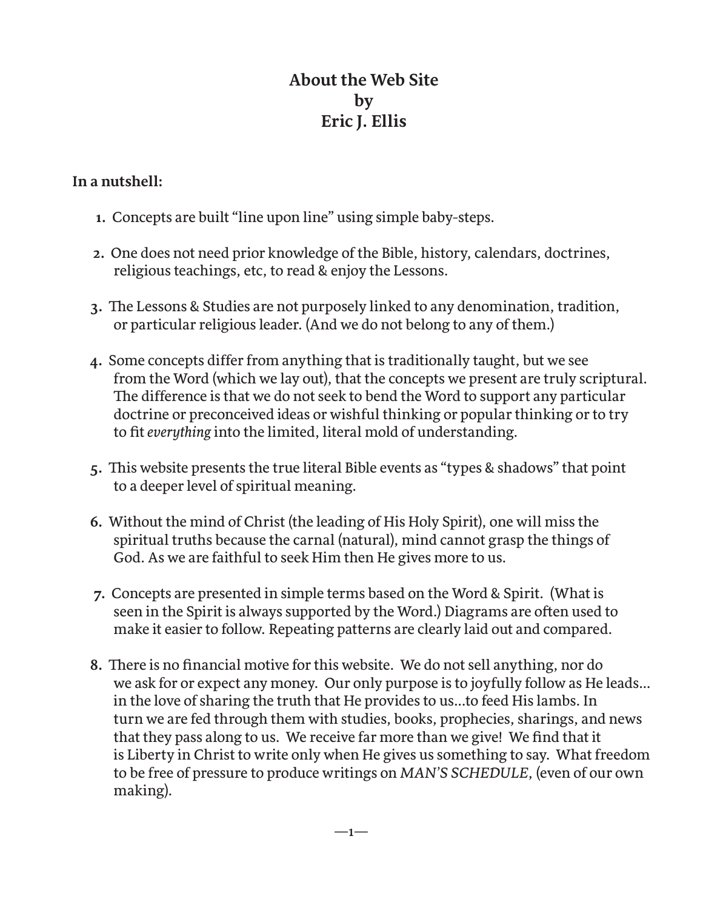# About the Web Site
## by
## Eric J. Ellis

**In a nutshell:**

1. Concepts are built "line upon line" using simple baby-steps.

2. One does not need prior knowledge of the Bible, history, calendars, doctrines, religious teachings, etc, to read & enjoy the Lessons.

3. The Lessons & Studies are not purposely linked to any denomination, tradition, or particular religious leader. (And we do not belong to any of them.)

4. Some concepts differ from anything that is traditionally taught, but we see from the Word (which we lay out), that the concepts we present are truly scriptural. The difference is that we do not seek to bend the Word to support any particular doctrine or preconceived ideas or wishful thinking or popular thinking or to try to fit *everything* into the limited, literal mold of understanding.

5. This website presents the true literal Bible events as "types & shadows" that point to a deeper level of spiritual meaning.

6. Without the mind of Christ (the leading of His Holy Spirit), one will miss the spiritual truths because the carnal (natural), mind cannot grasp the things of God. As we are faithful to seek Him then He gives more to us.

7. Concepts are presented in simple terms based on the Word & Spirit. (What is seen in the Spirit is always supported by the Word.) Diagrams are often used to make it easier to follow. Repeating patterns are clearly laid out and compared.

8. There is no financial motive for this website. We do not sell anything, nor do we ask for or expect any money. Our only purpose is to joyfully follow as He leads... in the love of sharing the truth that He provides to us...to feed His lambs. In turn we are fed through them with studies, books, prophecies, sharings, and news that they pass along to us. We receive far more than we give! We find that it is Liberty in Christ to write only when He gives us something to say. What freedom to be free of pressure to produce writings on *MAN'S SCHEDULE*, (even of our own making).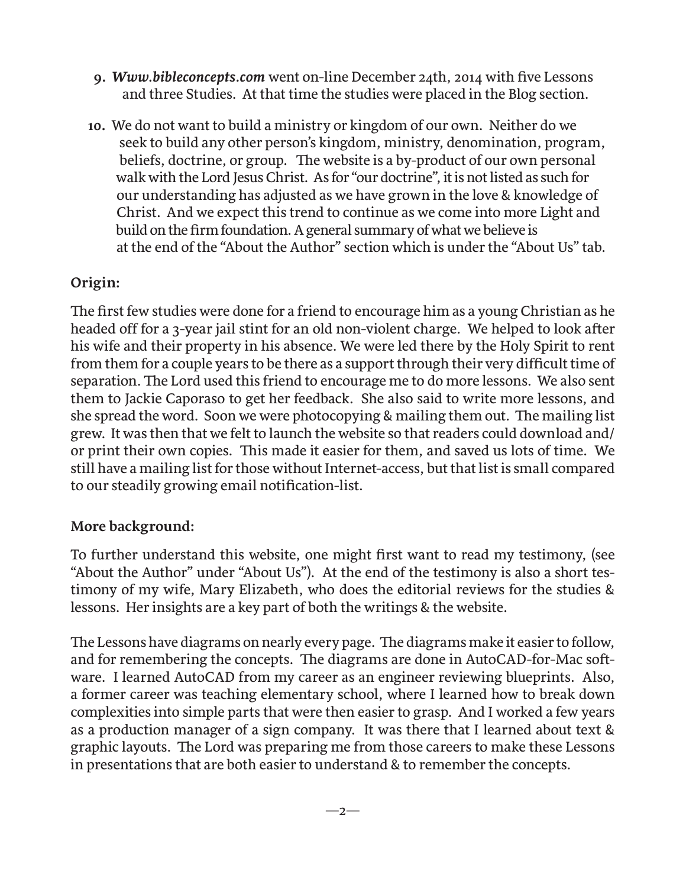9. ***Www.bibleconcepts.com*** went on-line December 24th, 2014 with five Lessons and three Studies. At that time the studies were placed in the Blog section.

10. We do not want to build a ministry or kingdom of our own. Neither do we seek to build any other person's kingdom, ministry, denomination, program, beliefs, doctrine, or group. The website is a by-product of our own personal walk with the Lord Jesus Christ. As for "our doctrine", it is not listed as such for our understanding has adjusted as we have grown in the love & knowledge of Christ. And we expect this trend to continue as we come into more Light and build on the firm foundation. A general summary of what we believe is at the end of the "About the Author" section which is under the "About Us" tab.

**Origin:**

The first few studies were done for a friend to encourage him as a young Christian as he headed off for a 3-year jail stint for an old non-violent charge. We helped to look after his wife and their property in his absence. We were led there by the Holy Spirit to rent from them for a couple years to be there as a support through their very difficult time of separation. The Lord used this friend to encourage me to do more lessons. We also sent them to Jackie Caporaso to get her feedback. She also said to write more lessons, and she spread the word. Soon we were photocopying & mailing them out. The mailing list grew. It was then that we felt to launch the website so that readers could download and/or print their own copies. This made it easier for them, and saved us lots of time. We still have a mailing list for those without Internet-access, but that list is small compared to our steadily growing email notification-list.

**More background:**

To further understand this website, one might first want to read my testimony, (see "About the Author" under "About Us"). At the end of the testimony is also a short testimony of my wife, Mary Elizabeth, who does the editorial reviews for the studies & lessons. Her insights are a key part of both the writings & the website.

The Lessons have diagrams on nearly every page. The diagrams make it easier to follow, and for remembering the concepts. The diagrams are done in AutoCAD-for-Mac software. I learned AutoCAD from my career as an engineer reviewing blueprints. Also, a former career was teaching elementary school, where I learned how to break down complexities into simple parts that were then easier to grasp. And I worked a few years as a production manager of a sign company. It was there that I learned about text & graphic layouts. The Lord was preparing me from those careers to make these Lessons in presentations that are both easier to understand & to remember the concepts.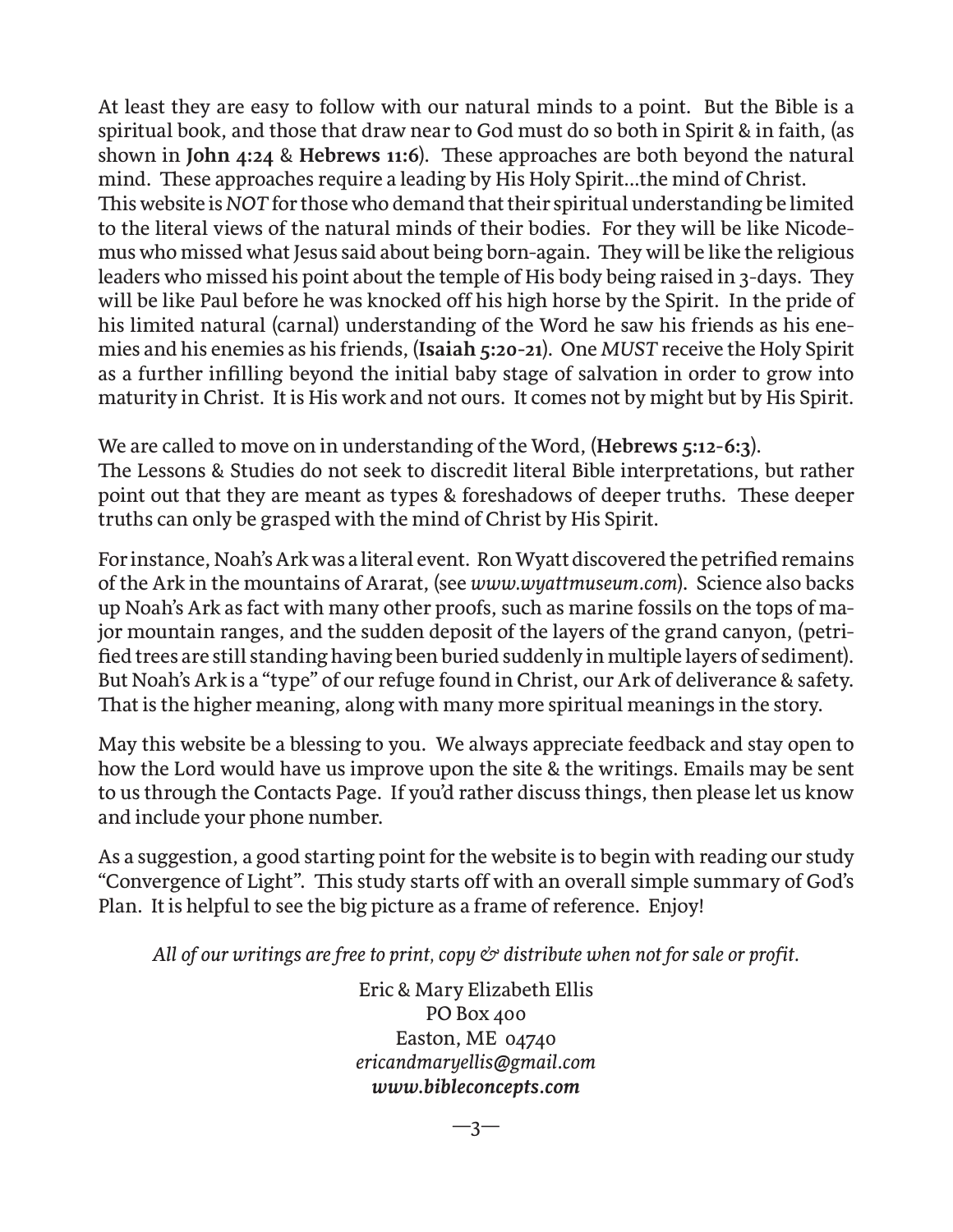At least they are easy to follow with our natural minds to a point. But the Bible is a spiritual book, and those that draw near to God must do so both in Spirit & in faith, (as shown in **John 4:24** & **Hebrews 11:6**). These approaches are both beyond the natural mind. These approaches require a leading by His Holy Spirit...the mind of Christ. This website is *NOT* for those who demand that their spiritual understanding be limited to the literal views of the natural minds of their bodies. For they will be like Nicodemus who missed what Jesus said about being born-again. They will be like the religious leaders who missed his point about the temple of His body being raised in 3-days. They will be like Paul before he was knocked off his high horse by the Spirit. In the pride of his limited natural (carnal) understanding of the Word he saw his friends as his enemies and his enemies as his friends, (**Isaiah 5:20-21**). One *MUST* receive the Holy Spirit as a further infilling beyond the initial baby stage of salvation in order to grow into maturity in Christ. It is His work and not ours. It comes not by might but by His Spirit.

We are called to move on in understanding of the Word, (**Hebrews 5:12-6:3**).
The Lessons & Studies do not seek to discredit literal Bible interpretations, but rather point out that they are meant as types & foreshadows of deeper truths. These deeper truths can only be grasped with the mind of Christ by His Spirit.

For instance, Noah's Ark was a literal event. Ron Wyatt discovered the petrified remains of the Ark in the mountains of Ararat, (see *www.wyattmuseum.com*). Science also backs up Noah's Ark as fact with many other proofs, such as marine fossils on the tops of major mountain ranges, and the sudden deposit of the layers of the grand canyon, (petrified trees are still standing having been buried suddenly in multiple layers of sediment). But Noah's Ark is a "type" of our refuge found in Christ, our Ark of deliverance & safety. That is the higher meaning, along with many more spiritual meanings in the story.

May this website be a blessing to you. We always appreciate feedback and stay open to how the Lord would have us improve upon the site & the writings. Emails may be sent to us through the Contacts Page. If you'd rather discuss things, then please let us know and include your phone number.

As a suggestion, a good starting point for the website is to begin with reading our study "Convergence of Light". This study starts off with an overall simple summary of God's Plan. It is helpful to see the big picture as a frame of reference. Enjoy!

*All of our writings are free to print, copy & distribute when not for sale or profit.*

Eric & Mary Elizabeth Ellis
PO Box 400
Easton, ME 04740
*ericandmaryellis@gmail.com*
***www.bibleconcepts.com***